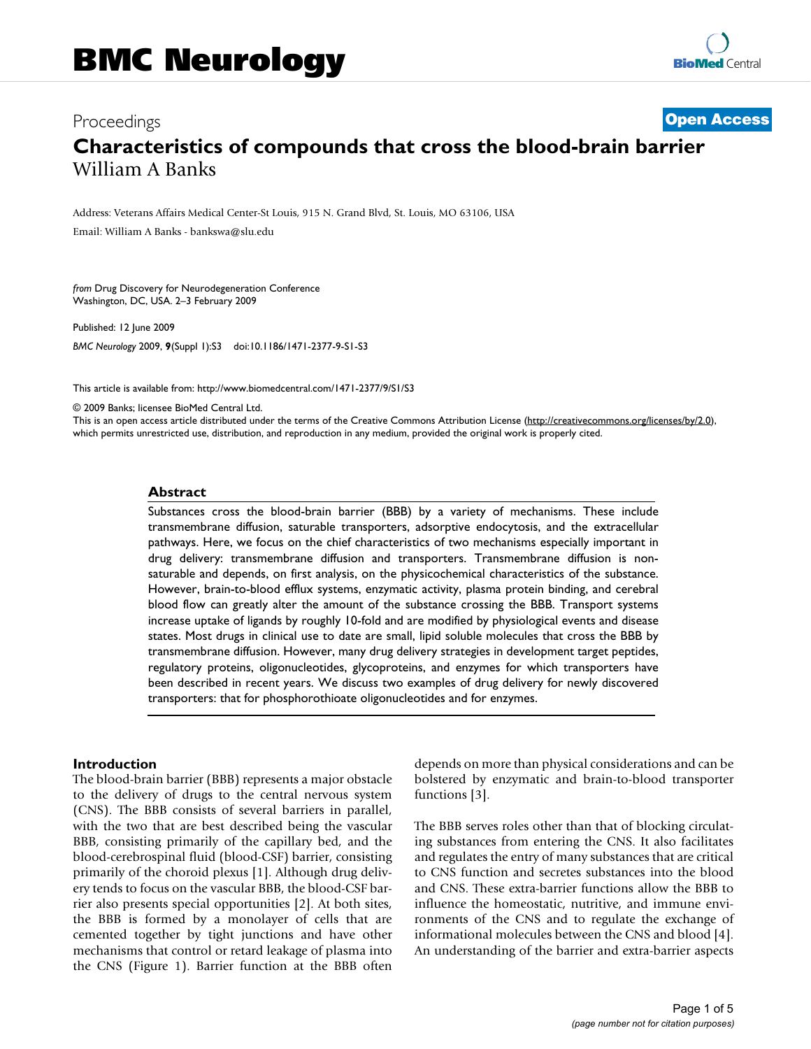# BMC Neurology

Proceedings **Open Access**

# Characteristics of compounds that cross the blood-brain barrier

William A Banks

Address: Veterans Affairs Medical Center-St Louis, 915 N. Grand Blvd, St. Louis, MO 63106, USA

Email: William A Banks - bankswa@slu.edu

*from* Drug Discovery for Neurodegeneration Conference
Washington, DC, USA. 2–3 February 2009

Published: 12 June 2009

*BMC Neurology* 2009, **9**(Suppl 1):S3 doi:10.1186/1471-2377-9-S1-S3

This article is available from: http://www.biomedcentral.com/1471-2377/9/S1/S3

© 2009 Banks; licensee BioMed Central Ltd.
This is an open access article distributed under the terms of the Creative Commons Attribution License (http://creativecommons.org/licenses/by/2.0), which permits unrestricted use, distribution, and reproduction in any medium, provided the original work is properly cited.

## Abstract

Substances cross the blood-brain barrier (BBB) by a variety of mechanisms. These include transmembrane diffusion, saturable transporters, adsorptive endocytosis, and the extracellular pathways. Here, we focus on the chief characteristics of two mechanisms especially important in drug delivery: transmembrane diffusion and transporters. Transmembrane diffusion is non-saturable and depends, on first analysis, on the physicochemical characteristics of the substance. However, brain-to-blood efflux systems, enzymatic activity, plasma protein binding, and cerebral blood flow can greatly alter the amount of the substance crossing the BBB. Transport systems increase uptake of ligands by roughly 10-fold and are modified by physiological events and disease states. Most drugs in clinical use to date are small, lipid soluble molecules that cross the BBB by transmembrane diffusion. However, many drug delivery strategies in development target peptides, regulatory proteins, oligonucleotides, glycoproteins, and enzymes for which transporters have been described in recent years. We discuss two examples of drug delivery for newly discovered transporters: that for phosphorothioate oligonucleotides and for enzymes.

## Introduction

The blood-brain barrier (BBB) represents a major obstacle to the delivery of drugs to the central nervous system (CNS). The BBB consists of several barriers in parallel, with the two that are best described being the vascular BBB, consisting primarily of the capillary bed, and the blood-cerebrospinal fluid (blood-CSF) barrier, consisting primarily of the choroid plexus [1]. Although drug delivery tends to focus on the vascular BBB, the blood-CSF barrier also presents special opportunities [2]. At both sites, the BBB is formed by a monolayer of cells that are cemented together by tight junctions and have other mechanisms that control or retard leakage of plasma into the CNS (Figure 1). Barrier function at the BBB often depends on more than physical considerations and can be bolstered by enzymatic and brain-to-blood transporter functions [3].

The BBB serves roles other than that of blocking circulating substances from entering the CNS. It also facilitates and regulates the entry of many substances that are critical to CNS function and secretes substances into the blood and CNS. These extra-barrier functions allow the BBB to influence the homeostatic, nutritive, and immune environments of the CNS and to regulate the exchange of informational molecules between the CNS and blood [4]. An understanding of the barrier and extra-barrier aspects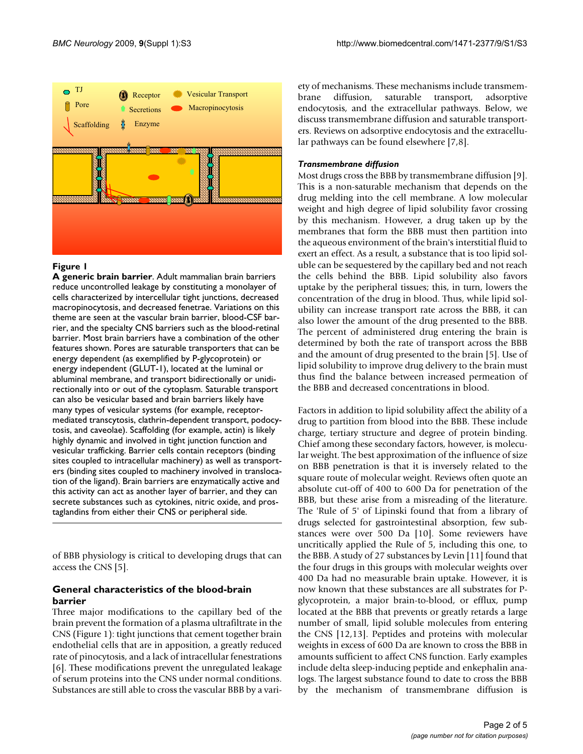**Figure 1**

**A generic brain barrier**. Adult mammalian brain barriers reduce uncontrolled leakage by constituting a monolayer of cells characterized by intercellular tight junctions, decreased macropinocytosis, and decreased fenetrae. Variations on this theme are seen at the vascular brain barrier, blood-CSF barrier, and the specialty CNS barriers such as the blood-retinal barrier. Most brain barriers have a combination of the other features shown. Pores are saturable transporters that can be energy dependent (as exemplified by P-glycoprotein) or energy independent (GLUT-1), located at the luminal or abluminal membrane, and transport bidirectionally or unidirectionally into or out of the cytoplasm. Saturable transport can also be vesicular based and brain barriers likely have many types of vesicular systems (for example, receptor-mediated transcytosis, clathrin-dependent transport, podocytosis, and caveolae). Scaffolding (for example, actin) is likely highly dynamic and involved in tight junction function and vesicular trafficking. Barrier cells contain receptors (binding sites coupled to intracellular machinery) as well as transporters (binding sites coupled to machinery involved in translocation of the ligand). Brain barriers are enzymatically active and this activity can act as another layer of barrier, and they can secrete substances such as cytokines, nitric oxide, and prostaglandins from either their CNS or peripheral side.

of BBB physiology is critical to developing drugs that can access the CNS [5].

## General characteristics of the blood-brain barrier

Three major modifications to the capillary bed of the brain prevent the formation of a plasma ultrafiltrate in the CNS (Figure 1): tight junctions that cement together brain endothelial cells that are in apposition, a greatly reduced rate of pinocytosis, and a lack of intracellular fenestrations [6]. These modifications prevent the unregulated leakage of serum proteins into the CNS under normal conditions. Substances are still able to cross the vascular BBB by a variety of mechanisms. These mechanisms include transmembrane diffusion, saturable transport, adsorptive endocytosis, and the extracellular pathways. Below, we discuss transmembrane diffusion and saturable transporters. Reviews on adsorptive endocytosis and the extracellular pathways can be found elsewhere [7,8].

### *Transmembrane diffusion*

Most drugs cross the BBB by transmembrane diffusion [9]. This is a non-saturable mechanism that depends on the drug melding into the cell membrane. A low molecular weight and high degree of lipid solubility favor crossing by this mechanism. However, a drug taken up by the membranes that form the BBB must then partition into the aqueous environment of the brain's interstitial fluid to exert an effect. As a result, a substance that is too lipid soluble can be sequestered by the capillary bed and not reach the cells behind the BBB. Lipid solubility also favors uptake by the peripheral tissues; this, in turn, lowers the concentration of the drug in blood. Thus, while lipid solubility can increase transport rate across the BBB, it can also lower the amount of the drug presented to the BBB. The percent of administered drug entering the brain is determined by both the rate of transport across the BBB and the amount of drug presented to the brain [5]. Use of lipid solubility to improve drug delivery to the brain must thus find the balance between increased permeation of the BBB and decreased concentrations in blood.

Factors in addition to lipid solubility affect the ability of a drug to partition from blood into the BBB. These include charge, tertiary structure and degree of protein binding. Chief among these secondary factors, however, is molecular weight. The best approximation of the influence of size on BBB penetration is that it is inversely related to the square route of molecular weight. Reviews often quote an absolute cut-off of 400 to 600 Da for penetration of the BBB, but these arise from a misreading of the literature. The 'Rule of 5' of Lipinski found that from a library of drugs selected for gastrointestinal absorption, few substances were over 500 Da [10]. Some reviewers have uncritically applied the Rule of 5, including this one, to the BBB. A study of 27 substances by Levin [11] found that the four drugs in this groups with molecular weights over 400 Da had no measurable brain uptake. However, it is now known that these substances are all substrates for P-glycoprotein, a major brain-to-blood, or efflux, pump located at the BBB that prevents or greatly retards a large number of small, lipid soluble molecules from entering the CNS [12,13]. Peptides and proteins with molecular weights in excess of 600 Da are known to cross the BBB in amounts sufficient to affect CNS function. Early examples include delta sleep-inducing peptide and enkephalin analogs. The largest substance found to date to cross the BBB by the mechanism of transmembrane diffusion is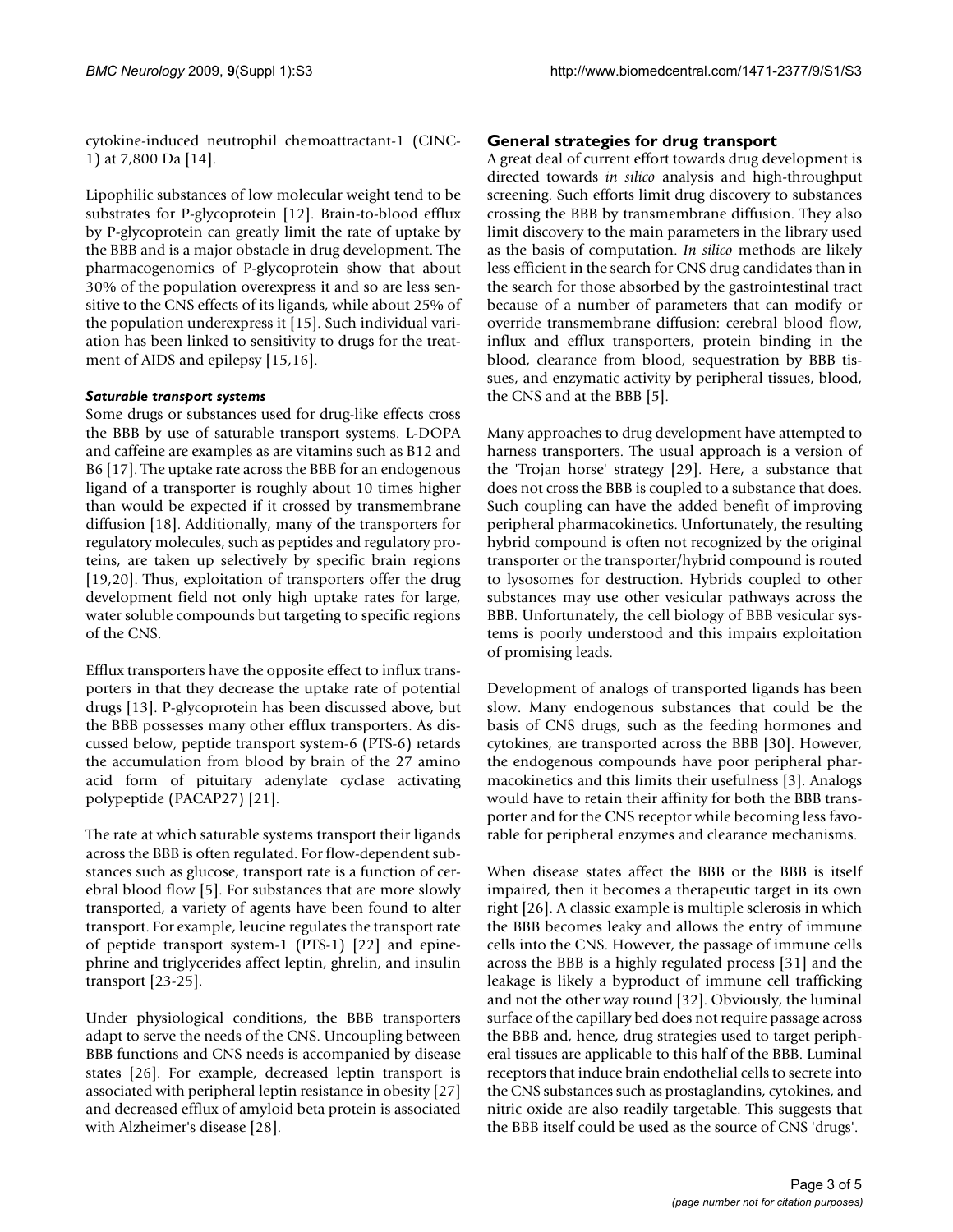cytokine-induced neutrophil chemoattractant-1 (CINC-1) at 7,800 Da [14].

Lipophilic substances of low molecular weight tend to be substrates for P-glycoprotein [12]. Brain-to-blood efflux by P-glycoprotein can greatly limit the rate of uptake by the BBB and is a major obstacle in drug development. The pharmacogenomics of P-glycoprotein show that about 30% of the population overexpress it and so are less sensitive to the CNS effects of its ligands, while about 25% of the population underexpress it [15]. Such individual variation has been linked to sensitivity to drugs for the treatment of AIDS and epilepsy [15,16].

### *Saturable transport systems*

Some drugs or substances used for drug-like effects cross the BBB by use of saturable transport systems. L-DOPA and caffeine are examples as are vitamins such as B12 and B6 [17]. The uptake rate across the BBB for an endogenous ligand of a transporter is roughly about 10 times higher than would be expected if it crossed by transmembrane diffusion [18]. Additionally, many of the transporters for regulatory molecules, such as peptides and regulatory proteins, are taken up selectively by specific brain regions [19,20]. Thus, exploitation of transporters offer the drug development field not only high uptake rates for large, water soluble compounds but targeting to specific regions of the CNS.

Efflux transporters have the opposite effect to influx transporters in that they decrease the uptake rate of potential drugs [13]. P-glycoprotein has been discussed above, but the BBB possesses many other efflux transporters. As discussed below, peptide transport system-6 (PTS-6) retards the accumulation from blood by brain of the 27 amino acid form of pituitary adenylate cyclase activating polypeptide (PACAP27) [21].

The rate at which saturable systems transport their ligands across the BBB is often regulated. For flow-dependent substances such as glucose, transport rate is a function of cerebral blood flow [5]. For substances that are more slowly transported, a variety of agents have been found to alter transport. For example, leucine regulates the transport rate of peptide transport system-1 (PTS-1) [22] and epinephrine and triglycerides affect leptin, ghrelin, and insulin transport [23-25].

Under physiological conditions, the BBB transporters adapt to serve the needs of the CNS. Uncoupling between BBB functions and CNS needs is accompanied by disease states [26]. For example, decreased leptin transport is associated with peripheral leptin resistance in obesity [27] and decreased efflux of amyloid beta protein is associated with Alzheimer's disease [28].

## General strategies for drug transport

A great deal of current effort towards drug development is directed towards *in silico* analysis and high-throughput screening. Such efforts limit drug discovery to substances crossing the BBB by transmembrane diffusion. They also limit discovery to the main parameters in the library used as the basis of computation. *In silico* methods are likely less efficient in the search for CNS drug candidates than in the search for those absorbed by the gastrointestinal tract because of a number of parameters that can modify or override transmembrane diffusion: cerebral blood flow, influx and efflux transporters, protein binding in the blood, clearance from blood, sequestration by BBB tissues, and enzymatic activity by peripheral tissues, blood, the CNS and at the BBB [5].

Many approaches to drug development have attempted to harness transporters. The usual approach is a version of the 'Trojan horse' strategy [29]. Here, a substance that does not cross the BBB is coupled to a substance that does. Such coupling can have the added benefit of improving peripheral pharmacokinetics. Unfortunately, the resulting hybrid compound is often not recognized by the original transporter or the transporter/hybrid compound is routed to lysosomes for destruction. Hybrids coupled to other substances may use other vesicular pathways across the BBB. Unfortunately, the cell biology of BBB vesicular systems is poorly understood and this impairs exploitation of promising leads.

Development of analogs of transported ligands has been slow. Many endogenous substances that could be the basis of CNS drugs, such as the feeding hormones and cytokines, are transported across the BBB [30]. However, the endogenous compounds have poor peripheral pharmacokinetics and this limits their usefulness [3]. Analogs would have to retain their affinity for both the BBB transporter and for the CNS receptor while becoming less favorable for peripheral enzymes and clearance mechanisms.

When disease states affect the BBB or the BBB is itself impaired, then it becomes a therapeutic target in its own right [26]. A classic example is multiple sclerosis in which the BBB becomes leaky and allows the entry of immune cells into the CNS. However, the passage of immune cells across the BBB is a highly regulated process [31] and the leakage is likely a byproduct of immune cell trafficking and not the other way round [32]. Obviously, the luminal surface of the capillary bed does not require passage across the BBB and, hence, drug strategies used to target peripheral tissues are applicable to this half of the BBB. Luminal receptors that induce brain endothelial cells to secrete into the CNS substances such as prostaglandins, cytokines, and nitric oxide are also readily targetable. This suggests that the BBB itself could be used as the source of CNS 'drugs'.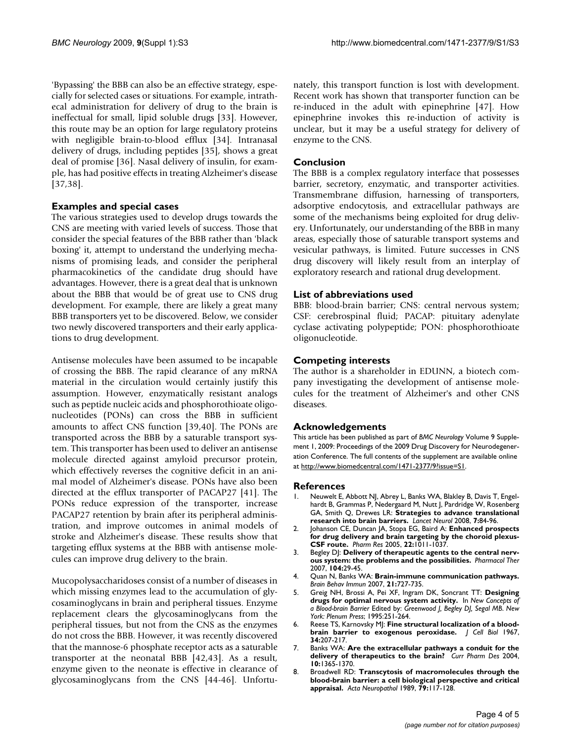'Bypassing' the BBB can also be an effective strategy, especially for selected cases or situations. For example, intrathecal administration for delivery of drug to the brain is ineffectual for small, lipid soluble drugs [33]. However, this route may be an option for large regulatory proteins with negligible brain-to-blood efflux [34]. Intranasal delivery of drugs, including peptides [35], shows a great deal of promise [36]. Nasal delivery of insulin, for example, has had positive effects in treating Alzheimer's disease [37,38].

## Examples and special cases

The various strategies used to develop drugs towards the CNS are meeting with varied levels of success. Those that consider the special features of the BBB rather than 'black boxing' it, attempt to understand the underlying mechanisms of promising leads, and consider the peripheral pharmacokinetics of the candidate drug should have advantages. However, there is a great deal that is unknown about the BBB that would be of great use to CNS drug development. For example, there are likely a great many BBB transporters yet to be discovered. Below, we consider two newly discovered transporters and their early applications to drug development.

Antisense molecules have been assumed to be incapable of crossing the BBB. The rapid clearance of any mRNA material in the circulation would certainly justify this assumption. However, enzymatically resistant analogs such as peptide nucleic acids and phosphorothioate oligonucleotides (PONs) can cross the BBB in sufficient amounts to affect CNS function [39,40]. The PONs are transported across the BBB by a saturable transport system. This transporter has been used to deliver an antisense molecule directed against amyloid precursor protein, which effectively reverses the cognitive deficit in an animal model of Alzheimer's disease. PONs have also been directed at the efflux transporter of PACAP27 [41]. The PONs reduce expression of the transporter, increase PACAP27 retention by brain after its peripheral administration, and improve outcomes in animal models of stroke and Alzheimer's disease. These results show that targeting efflux systems at the BBB with antisense molecules can improve drug delivery to the brain.

Mucopolysaccharidoses consist of a number of diseases in which missing enzymes lead to the accumulation of glycosaminoglycans in brain and peripheral tissues. Enzyme replacement clears the glycosaminoglycans from the peripheral tissues, but not from the CNS as the enzymes do not cross the BBB. However, it was recently discovered that the mannose-6 phosphate receptor acts as a saturable transporter at the neonatal BBB [42,43]. As a result, enzyme given to the neonate is effective in clearance of glycosaminoglycans from the CNS [44-46]. Unfortunately, this transport function is lost with development. Recent work has shown that transporter function can be re-induced in the adult with epinephrine [47]. How epinephrine invokes this re-induction of activity is unclear, but it may be a useful strategy for delivery of enzyme to the CNS.

## Conclusion

The BBB is a complex regulatory interface that possesses barrier, secretory, enzymatic, and transporter activities. Transmembrane diffusion, harnessing of transporters, adsorptive endocytosis, and extracellular pathways are some of the mechanisms being exploited for drug delivery. Unfortunately, our understanding of the BBB in many areas, especially those of saturable transport systems and vesicular pathways, is limited. Future successes in CNS drug discovery will likely result from an interplay of exploratory research and rational drug development.

## List of abbreviations used

BBB: blood-brain barrier; CNS: central nervous system; CSF: cerebrospinal fluid; PACAP: pituitary adenylate cyclase activating polypeptide; PON: phosphorothioate oligonucleotide.

## Competing interests

The author is a shareholder in EDUNN, a biotech company investigating the development of antisense molecules for the treatment of Alzheimer's and other CNS diseases.

## Acknowledgements

This article has been published as part of *BMC Neurology* Volume 9 Supplement 1, 2009: Proceedings of the 2009 Drug Discovery for Neurodegeneration Conference. The full contents of the supplement are available online at http://www.biomedcentral.com/1471-2377/9?issue=S1.

## References

1. Neuwelt E, Abbott NJ, Abrey L, Banks WA, Blakley B, Davis T, Engelhardt B, Grammas P, Nedergaard M, Nutt J, Pardridge W, Rosenberg GA, Smith Q, Drewes LR: **Strategies to advance translational research into brain barriers.** *Lancet Neurol* 2008, **7:**84-96.
2. Johanson CE, Duncan JA, Stopa EG, Baird A: **Enhanced prospects for drug delivery and brain targeting by the choroid plexus-CSF route.** *Pharm Res* 2005, **22:**1011-1037.
3. Begley DJ: **Delivery of therapeutic agents to the central nervous system: the problems and the possibilities.** *Pharmacol Ther* 2007, **104:**29-45.
4. Quan N, Banks WA: **Brain-immune communication pathways.** *Brain Behav Immun* 2007, **21:**727-735.
5. Greig NH, Brossi A, Pei XF, Ingram DK, Soncrant TT: **Designing drugs for optimal nervous system activity.** In *New Concepts of a Blood-brain Barrier* Edited by: *Greenwood J, Begley DJ, Segal MB. New York: Plenum Press*; 1995:251-264.
6. Reese TS, Karnovsky MJ: **Fine structural localization of a blood-brain barrier to exogenous peroxidase.** *J Cell Biol* 1967, **34:**207-217.
7. Banks WA: **Are the extracellular pathways a conduit for the delivery of therapeutics to the brain?** *Curr Pharm Des* 2004, **10:**1365-1370.
8. Broadwell RD: **Transcytosis of macromolecules through the blood-brain barrier: a cell biological perspective and critical appraisal.** *Acta Neuropathol* 1989, **79:**117-128.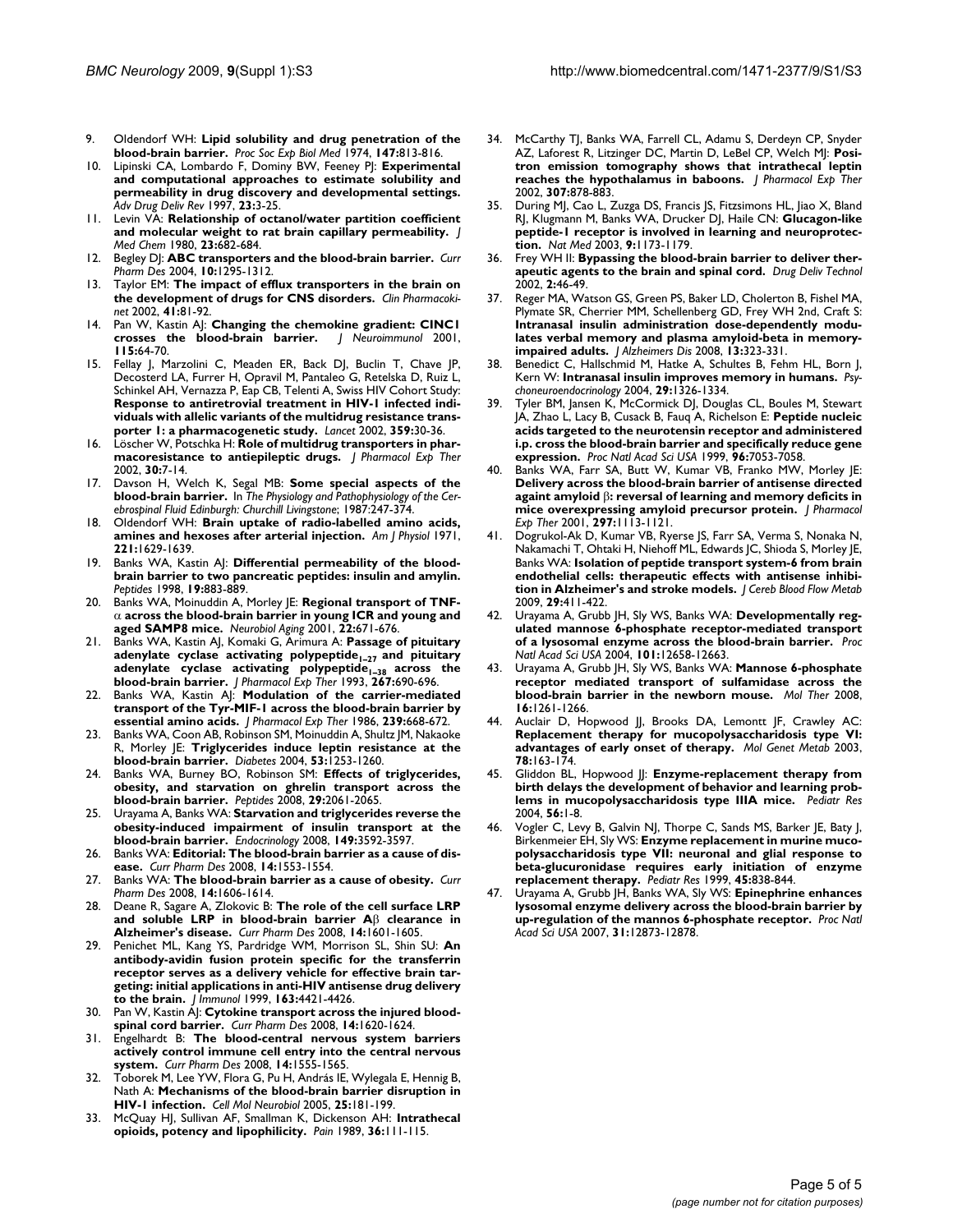9. Oldendorf WH: **Lipid solubility and drug penetration of the blood-brain barrier.** *Proc Soc Exp Biol Med* 1974, **147:**813-816.
10. Lipinski CA, Lombardo F, Dominy BW, Feeney PJ: **Experimental and computational approaches to estimate solubility and permeability in drug discovery and developmental settings.** *Adv Drug Deliv Rev* 1997, **23:**3-25.
11. Levin VA: **Relationship of octanol/water partition coefficient and molecular weight to rat brain capillary permeability.** *J Med Chem* 1980, **23:**682-684.
12. Begley DJ: **ABC transporters and the blood-brain barrier.** *Curr Pharm Des* 2004, **10:**1295-1312.
13. Taylor EM: **The impact of efflux transporters in the brain on the development of drugs for CNS disorders.** *Clin Pharmacokinet* 2002, **41:**81-92.
14. Pan W, Kastin AJ: **Changing the chemokine gradient: CINC1 crosses the blood-brain barrier.** *J Neuroimmunol* 2001, **115:**64-70.
15. Fellay J, Marzolini C, Meaden ER, Back DJ, Buclin T, Chave JP, Decosterd LA, Furrer H, Opravil M, Pantaleo G, Retelska D, Ruiz L, Schinkel AH, Vernazza P, Eap CB, Telenti A, Swiss HIV Cohort Study: **Response to antiretrovial treatment in HIV-1 infected individuals with allelic variants of the multidrug resistance transporter 1: a pharmacogenetic study.** *Lancet* 2002, **359:**30-36.
16. Löscher W, Potschka H: **Role of multidrug transporters in pharmacoresistance to antiepileptic drugs.** *J Pharmacol Exp Ther* 2002, **30:**7-14.
17. Davson H, Welch K, Segal MB: **Some special aspects of the blood-brain barrier.** In *The Physiology and Pathophysiology of the Cerebrospinal Fluid Edinburgh: Churchill Livingstone*; 1987:247-374.
18. Oldendorf WH: **Brain uptake of radio-labelled amino acids, amines and hexoses after arterial injection.** *Am J Physiol* 1971, **221:**1629-1639.
19. Banks WA, Kastin AJ: **Differential permeability of the blood-brain barrier to two pancreatic peptides: insulin and amylin.** *Peptides* 1998, **19:**883-889.
20. Banks WA, Moinuddin A, Morley JE: **Regional transport of TNF-α across the blood-brain barrier in young ICR and young and aged SAMP8 mice.** *Neurobiol Aging* 2001, **22:**671-676.
21. Banks WA, Kastin AJ, Komaki G, Arimura A: **Passage of pituitary adenylate cyclase activating polypeptide$_{1-27}$ and pituitary adenylate cyclase activating polypeptide$_{1-38}$ across the blood-brain barrier.** *J Pharmacol Exp Ther* 1993, **267:**690-696.
22. Banks WA, Kastin AJ: **Modulation of the carrier-mediated transport of the Tyr-MIF-1 across the blood-brain barrier by essential amino acids.** *J Pharmacol Exp Ther* 1986, **239:**668-672.
23. Banks WA, Coon AB, Robinson SM, Moinuddin A, Shultz JM, Nakaoke R, Morley JE: **Triglycerides induce leptin resistance at the blood-brain barrier.** *Diabetes* 2004, **53:**1253-1260.
24. Banks WA, Burney BO, Robinson SM: **Effects of triglycerides, obesity, and starvation on ghrelin transport across the blood-brain barrier.** *Peptides* 2008, **29:**2061-2065.
25. Urayama A, Banks WA: **Starvation and triglycerides reverse the obesity-induced impairment of insulin transport at the blood-brain barrier.** *Endocrinology* 2008, **149:**3592-3597.
26. Banks WA: **Editorial: The blood-brain barrier as a cause of disease.** *Curr Pharm Des* 2008, **14:**1553-1554.
27. Banks WA: **The blood-brain barrier as a cause of obesity.** *Curr Pharm Des* 2008, **14:**1606-1614.
28. Deane R, Sagare A, Zlokovic B: **The role of the cell surface LRP and soluble LRP in blood-brain barrier Aβ clearance in Alzheimer's disease.** *Curr Pharm Des* 2008, **14:**1601-1605.
29. Penichet ML, Kang YS, Pardridge WM, Morrison SL, Shin SU: **An antibody-avidin fusion protein specific for the transferrin receptor serves as a delivery vehicle for effective brain targeting: initial applications in anti-HIV antisense drug delivery to the brain.** *J Immunol* 1999, **163:**4421-4426.
30. Pan W, Kastin AJ: **Cytokine transport across the injured blood-spinal cord barrier.** *Curr Pharm Des* 2008, **14:**1620-1624.
31. Engelhardt B: **The blood-central nervous system barriers actively control immune cell entry into the central nervous system.** *Curr Pharm Des* 2008, **14:**1555-1565.
32. Toborek M, Lee YW, Flora G, Pu H, András IE, Wylegala E, Hennig B, Nath A: **Mechanisms of the blood-brain barrier disruption in HIV-1 infection.** *Cell Mol Neurobiol* 2005, **25:**181-199.
33. McQuay HJ, Sullivan AF, Smallman K, Dickenson AH: **Intrathecal opioids, potency and lipophilicity.** *Pain* 1989, **36:**111-115.
34. McCarthy TJ, Banks WA, Farrell CL, Adamu S, Derdeyn CP, Snyder AZ, Laforest R, Litzinger DC, Martin D, LeBel CP, Welch MJ: **Positron emission tomography shows that intrathecal leptin reaches the hypothalamus in baboons.** *J Pharmacol Exp Ther* 2002, **307:**878-883.
35. During MJ, Cao L, Zuzga DS, Francis JS, Fitzsimons HL, Jiao X, Bland RJ, Klugmann M, Banks WA, Drucker DJ, Haile CN: **Glucagon-like peptide-1 receptor is involved in learning and neuroprotection.** *Nat Med* 2003, **9:**1173-1179.
36. Frey WH II: **Bypassing the blood-brain barrier to deliver therapeutic agents to the brain and spinal cord.** *Drug Deliv Technol* 2002, **2:**46-49.
37. Reger MA, Watson GS, Green PS, Baker LD, Cholerton B, Fishel MA, Plymate SR, Cherrier MM, Schellenberg GD, Frey WH 2nd, Craft S: **Intranasal insulin administration dose-dependently modulates verbal memory and plasma amyloid-beta in memory-impaired adults.** *J Alzheimers Dis* 2008, **13:**323-331.
38. Benedict C, Hallschmid M, Hatke A, Schultes B, Fehm HL, Born J, Kern W: **Intranasal insulin improves memory in humans.** *Psychoneuroendocrinology* 2004, **29:**1326-1334.
39. Tyler BM, Jansen K, McCormick DJ, Douglas CL, Boules M, Stewart JA, Zhao L, Lacy B, Cusack B, Fauq A, Richelson E: **Peptide nucleic acids targeted to the neurotensin receptor and administered i.p. cross the blood-brain barrier and specifically reduce gene expression.** *Proc Natl Acad Sci USA* 1999, **96:**7053-7058.
40. Banks WA, Farr SA, Butt W, Kumar VB, Franko MW, Morley JE: **Delivery across the blood-brain barrier of antisense directed againt amyloid β: reversal of learning and memory deficits in mice overexpressing amyloid precursor protein.** *J Pharmacol Exp Ther* 2001, **297:**1113-1121.
41. Dogrukol-Ak D, Kumar VB, Ryerse JS, Farr SA, Verma S, Nonaka N, Nakamachi T, Ohtaki H, Niehoff ML, Edwards JC, Shioda S, Morley JE, Banks WA: **Isolation of peptide transport system-6 from brain endothelial cells: therapeutic effects with antisense inhibition in Alzheimer's and stroke models.** *J Cereb Blood Flow Metab* 2009, **29:**411-422.
42. Urayama A, Grubb JH, Sly WS, Banks WA: **Developmentally regulated mannose 6-phosphate receptor-mediated transport of a lysosomal enzyme across the blood-brain barrier.** *Proc Natl Acad Sci USA* 2004, **101:**12658-12663.
43. Urayama A, Grubb JH, Sly WS, Banks WA: **Mannose 6-phosphate receptor mediated transport of sulfamidase across the blood-brain barrier in the newborn mouse.** *Mol Ther* 2008, **16:**1261-1266.
44. Auclair D, Hopwood JJ, Brooks DA, Lemontt JF, Crawley AC: **Replacement therapy for mucopolysaccharidosis type VI: advantages of early onset of therapy.** *Mol Genet Metab* 2003, **78:**163-174.
45. Gliddon BL, Hopwood JJ: **Enzyme-replacement therapy from birth delays the development of behavior and learning problems in mucopolysaccharidosis type IIIA mice.** *Pediatr Res* 2004, **56:**1-8.
46. Vogler C, Levy B, Galvin NJ, Thorpe C, Sands MS, Barker JE, Baty J, Birkenmeier EH, Sly WS: **Enzyme replacement in murine mucopolysaccharidosis type VII: neuronal and glial response to beta-glucuronidase requires early initiation of enzyme replacement therapy.** *Pediatr Res* 1999, **45:**838-844.
47. Urayama A, Grubb JH, Banks WA, Sly WS: **Epinephrine enhances lysosomal enzyme delivery across the blood-brain barrier by up-regulation of the mannos 6-phosphate receptor.** *Proc Natl Acad Sci USA* 2007, **31:**12873-12878.